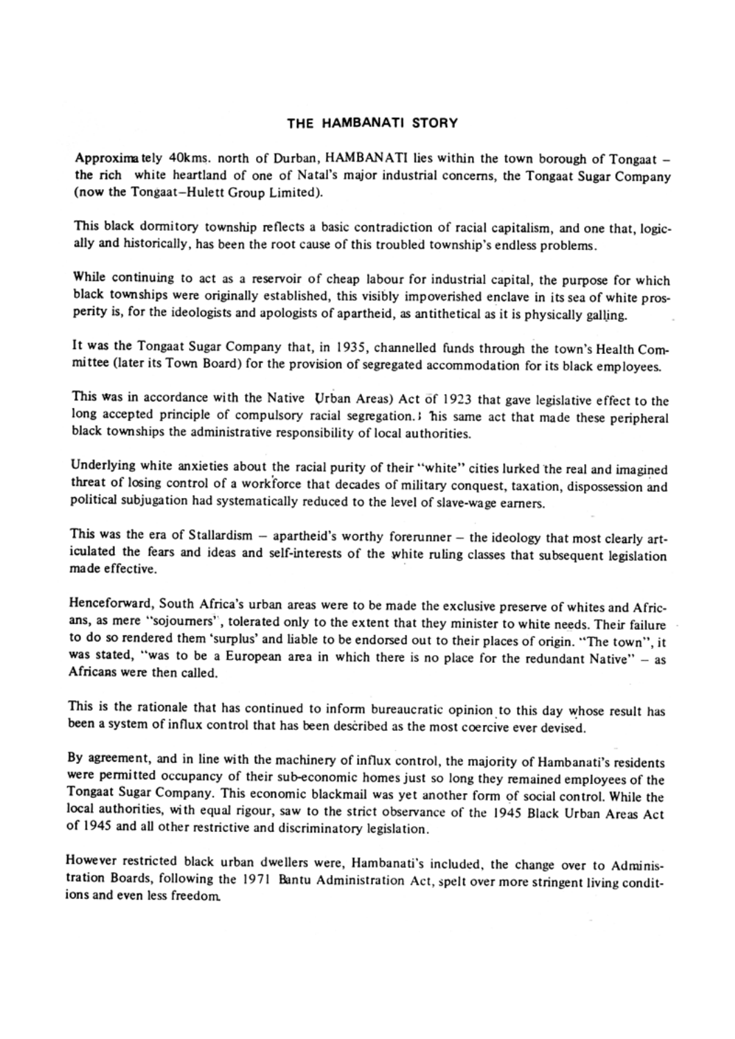## THE HAMBANATI STORY

Approximately 40kms. north of Durban, HAMBANATI lies within the town borough of Tongaat – the rich white heartland of one of Natal's major industrial concerns, the Tongaat Sugar Company (now the Tongaat–Hulett Group Limited).

This black dormitory township reflects a basic contradiction of racial capitalism, and one that, logically and historically, has been the root cause of this troubled township's endless problems.

While continuing to act as a reservoir of cheap labour for industrial capital, the purpose for which black townships were originally established, this visibly impoverished enclave in its sea of white prosperity is, for the ideologists and apologists of apartheid, as antithetical as it is physically galling.

It was the Tongaat Sugar Company that, in 1935, channelled funds through the town's Health Committee (later its Town Board) for the provision of segregated accommodation for its black employees.

This was in accordance with the Native Urban Areas) Act of 1923 that gave legislative effect to the long accepted principle of compulsory racial segregation.; his same act that made these peripheral black townships the administrative responsibility of local authorities.

Underlying white anxieties about the racial purity of their "white" cities lurked the real and imagined threat of losing control of a workforce that decades of military conquest, taxation, dispossession and political subjugation had systematically reduced to the level of slave-wage earners.

This was the era of Stallardism – apartheid's worthy forerunner – the ideology that most clearly articulated the fears and ideas and self-interests of the white ruling classes that subsequent legislation made effective.

Henceforward, South Africa's urban areas were to be made the exclusive preserve of whites and Africans, as mere "sojourners", tolerated only to the extent that they minister to white needs. Their failure to do so rendered them 'surplus' and liable to be endorsed out to their places of origin. "The town", it was stated, "was to be a European area in which there is no place for the redundant Native" – as Africans were then called.

This is the rationale that has continued to inform bureaucratic opinion to this day whose result has been a system of influx control that has been described as the most coercive ever devised.

By agreement, and in line with the machinery of influx control, the majority of Hambanati's residents were permitted occupancy of their sub-economic homes just so long they remained employees of the Tongaat Sugar Company. This economic blackmail was yet another form of social control. While the local authorities, with equal rigour, saw to the strict observance of the 1945 Black Urban Areas Act of 1945 and all other restrictive and discriminatory legislation.

However restricted black urban dwellers were, Hambanati's included, the change over to Administration Boards, following the 1971 Bantu Administration Act, spelt over more stringent living conditions and even less freedom.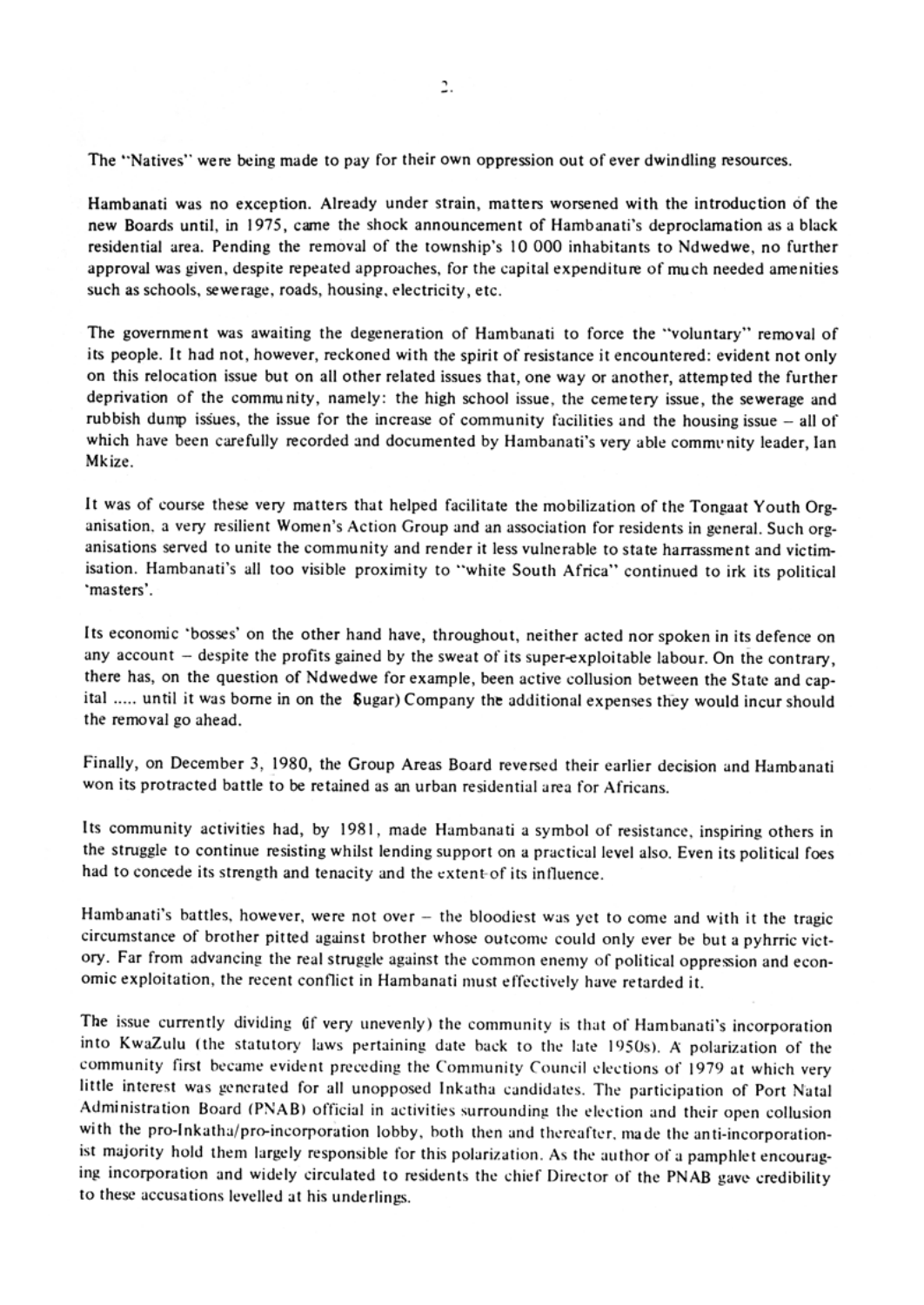The "Natives" were being made to pay for their own oppression out of ever dwindling resources.

Hambanati was no exception. Already under strain, matters worsened with the introduction of the new Boards until, in 1975, came the shock announcement of Hambanati's deproclamation as a black residential area. Pending the removal of the township's 10 000 inhabitants to Ndwedwe, no further approval was given, despite repeated approaches, for the capital expenditure of much needed amenities such as schools, sewerage, roads, housing, electricity, etc.

The government was awaiting the degeneration of Hambanati to force the "voluntary" removal of its people. It had not, however, reckoned with the spirit of resistance it encountered: evident not only on this relocation issue but on all other related issues that, one way or another, attempted the further deprivation of the community, namely: the high school issue, the cemetery issue, the sewerage and rubbish dump issues, the issue for the increase of community facilities and the housing issue – all of which have been carefully recorded and documented by Hambanati's very able community leader, Ian Mkize.

It was of course these very matters that helped facilitate the mobilization of the Tongaat Youth Organisation, a very resilient Women's Action Group and an association for residents in general. Such organisations served to unite the community and render it less vulnerable to state harrassment and victimisation. Hambanati's all too visible proximity to "white South Africa" continued to irk its political 'masters'.

Its economic 'bosses' on the other hand have, throughout, neither acted nor spoken in its defence on any account – despite the profits gained by the sweat of its super-exploitable labour. On the contrary, there has, on the question of Ndwedwe for example, been active collusion between the State and capital ..... until it was borne in on the Sugar) Company the additional expenses they would incur should the removal go ahead.

Finally, on December 3, 1980, the Group Areas Board reversed their earlier decision and Hambanati won its protracted battle to be retained as an urban residential area for Africans.

Its community activities had, by 1981, made Hambanati a symbol of resistance, inspiring others in the struggle to continue resisting whilst lending support on a practical level also. Even its political foes had to concede its strength and tenacity and the extent of its influence.

Hambanati's battles, however, were not over – the bloodiest was yet to come and with it the tragic circumstance of brother pitted against brother whose outcome could only ever be but a pyhrric victory. Far from advancing the real struggle against the common enemy of political oppression and economic exploitation, the recent conflict in Hambanati must effectively have retarded it.

The issue currently dividing (if very unevenly) the community is that of Hambanati's incorporation into KwaZulu (the statutory laws pertaining date back to the late 1950s). A polarization of the community first became evident preceding the Community Council elections of 1979 at which very little interest was generated for all unopposed Inkatha candidates. The participation of Port Natal Administration Board (PNAB) official in activities surrounding the election and their open collusion with the pro-Inkatha/pro-incorporation lobby, both then and thereafter, made the anti-incorporationist majority hold them largely responsible for this polarization. As the author of a pamphlet encouraging incorporation and widely circulated to residents the chief Director of the PNAB gave credibility to these accusations levelled at his underlings.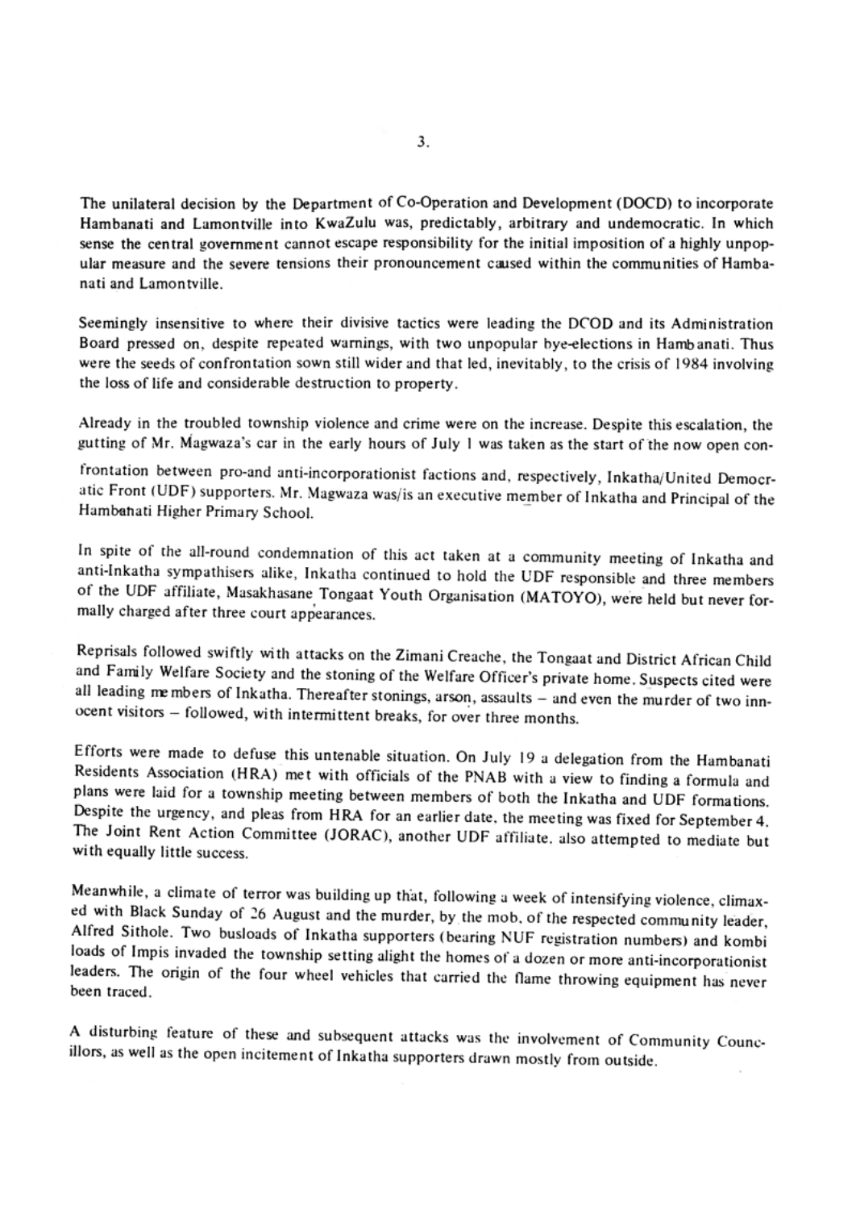The unilateral decision by the Department of Co-Operation and Development (DOCD) to incorporate Hambanati and Lamontville into KwaZulu was, predictably, arbitrary and undemocratic. In which sense the central government cannot escape responsibility for the initial imposition of a highly unpopular measure and the severe tensions their pronouncement caused within the communities of Hambanati and Lamontville.

Seemingly insensitive to where their divisive tactics were leading the DCOD and its Administration Board pressed on, despite repeated warnings, with two unpopular bye-elections in Hambanati. Thus were the seeds of confrontation sown still wider and that led, inevitably, to the crisis of 1984 involving the loss of life and considerable destruction to property.

Already in the troubled township violence and crime were on the increase. Despite this escalation, the gutting of Mr. Magwaza's car in the early hours of July 1 was taken as the start of the now open confrontation between pro-and anti-incorporationist factions and, respectively, Inkatha/United Democratic Front (UDF) supporters. Mr. Magwaza was/is an executive member of Inkatha and Principal of the Hambanati Higher Primary School.

In spite of the all-round condemnation of this act taken at a community meeting of Inkatha and anti-Inkatha sympathisers alike, Inkatha continued to hold the UDF responsible and three members of the UDF affiliate, Masakhasane Tongaat Youth Organisation (MATOYO), were held but never formally charged after three court appearances.

Reprisals followed swiftly with attacks on the Zimani Creache, the Tongaat and District African Child and Family Welfare Society and the stoning of the Welfare Officer's private home. Suspects cited were all leading members of Inkatha. Thereafter stonings, arson, assaults – and even the murder of two innocent visitors – followed, with intermittent breaks, for over three months.

Efforts were made to defuse this untenable situation. On July 19 a delegation from the Hambanati Residents Association (HRA) met with officials of the PNAB with a view to finding a formula and plans were laid for a township meeting between members of both the Inkatha and UDF formations. Despite the urgency, and pleas from HRA for an earlier date, the meeting was fixed for September 4. The Joint Rent Action Committee (JORAC), another UDF affiliate, also attempted to mediate but with equally little success.

Meanwhile, a climate of terror was building up that, following a week of intensifying violence, climaxed with Black Sunday of 26 August and the murder, by the mob, of the respected community leader, Alfred Sithole. Two busloads of Inkatha supporters (bearing NUF registration numbers) and kombi loads of Impis invaded the township setting alight the homes of a dozen or more anti-incorporationist leaders. The origin of the four wheel vehicles that carried the flame throwing equipment has never been traced.

A disturbing feature of these and subsequent attacks was the involvement of Community Councillors, as well as the open incitement of Inkatha supporters drawn mostly from outside.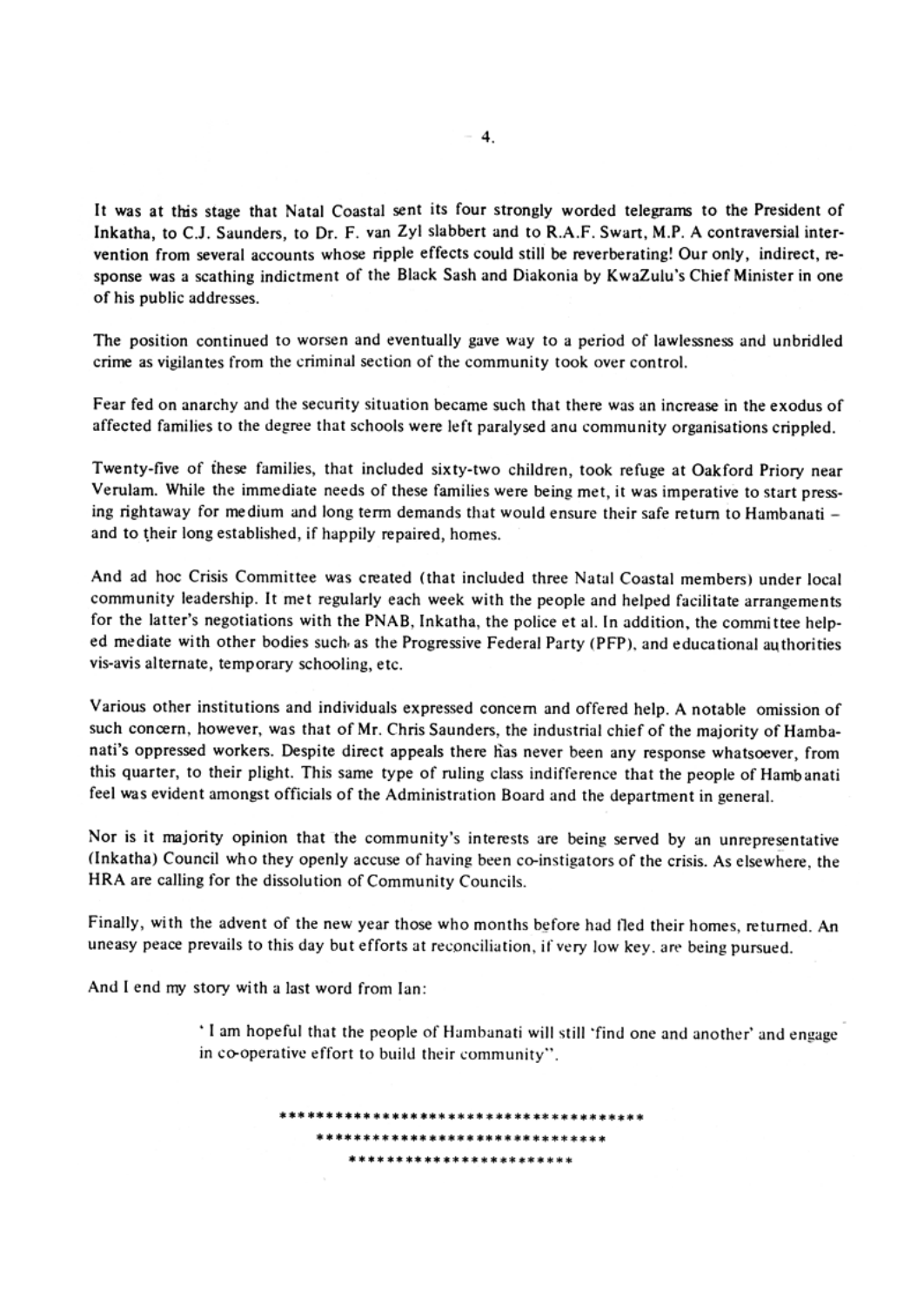It was at this stage that Natal Coastal sent its four strongly worded telegrams to the President of Inkatha, to C.J. Saunders, to Dr. F. van Zyl slabbert and to R.A.F. Swart, M.P. A contraversial intervention from several accounts whose ripple effects could still be reverberating! Our only, indirect, response was a scathing indictment of the Black Sash and Diakonia by KwaZulu's Chief Minister in one of his public addresses.

The position continued to worsen and eventually gave way to a period of lawlessness and unbridled crime as vigilantes from the criminal section of the community took over control.

Fear fed on anarchy and the security situation became such that there was an increase in the exodus of affected families to the degree that schools were left paralysed anu community organisations crippled.

Twenty-five of these families, that included sixty-two children, took refuge at Oakford Priory near Verulam. While the immediate needs of these families were being met, it was imperative to start pressing rightaway for medium and long term demands that would ensure their safe return to Hambanati – and to their long established, if happily repaired, homes.

And ad hoc Crisis Committee was created (that included three Natal Coastal members) under local community leadership. It met regularly each week with the people and helped facilitate arrangements for the latter's negotiations with the PNAB, Inkatha, the police et al. In addition, the committee helped mediate with other bodies such as the Progressive Federal Party (PFP), and educational authorities vis-avis alternate, temporary schooling, etc.

Various other institutions and individuals expressed concern and offered help. A notable omission of such concern, however, was that of Mr. Chris Saunders, the industrial chief of the majority of Hambanati's oppressed workers. Despite direct appeals there has never been any response whatsoever, from this quarter, to their plight. This same type of ruling class indifference that the people of Hambanati feel was evident amongst officials of the Administration Board and the department in general.

Nor is it majority opinion that the community's interests are being served by an unrepresentative (Inkatha) Council who they openly accuse of having been co-instigators of the crisis. As elsewhere, the HRA are calling for the dissolution of Community Councils.

Finally, with the advent of the new year those who months before had fled their homes, returned. An uneasy peace prevails to this day but efforts at reconciliation, if very low key, are being pursued.

And I end my story with a last word from Ian:

> ' I am hopeful that the people of Hambanati will still 'find one and another' and engage in co-operative effort to build their community".

**************************************
*******************************
************************